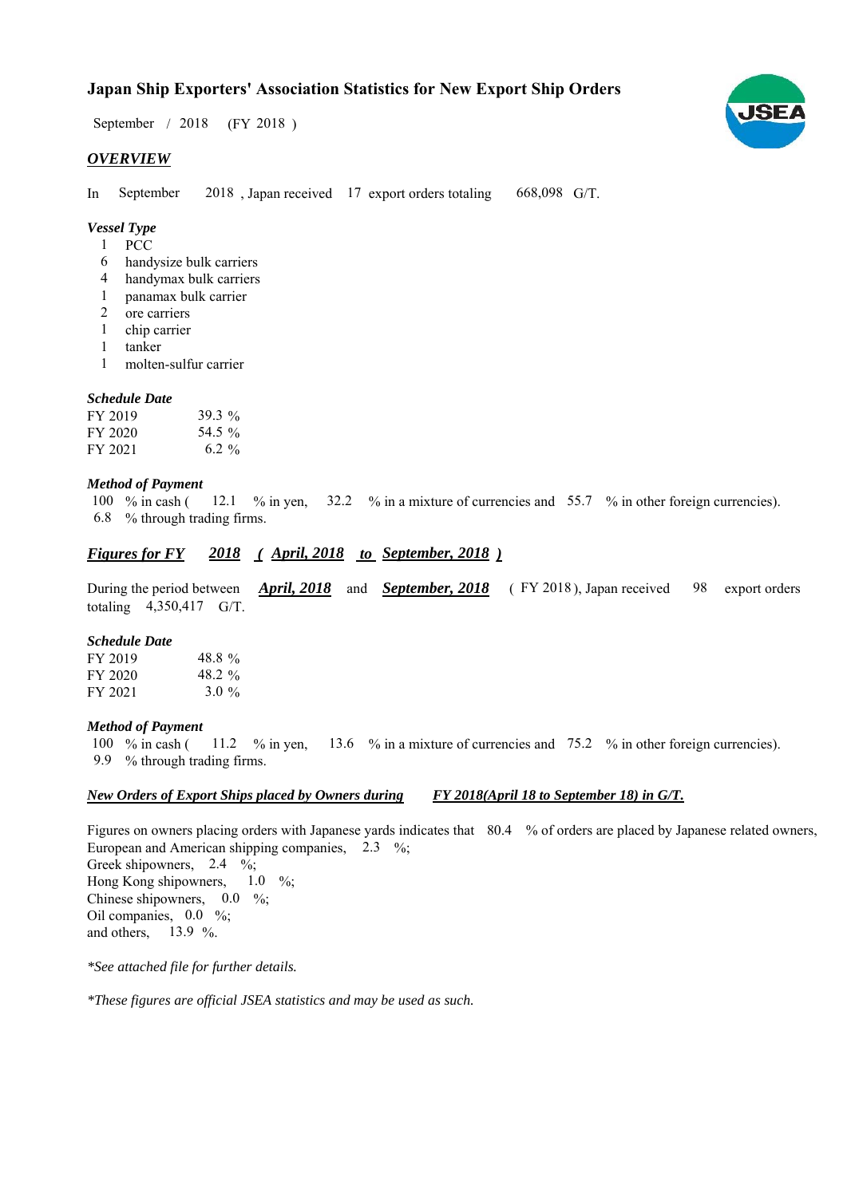# Japan Ship Exporters' Association Statistics for New Export Ship Orders

September / 2018 (FY 2018 )

## *OVERVIEW*

In September 2018 , Japan received 17 export orders totaling 668,098 G/T.

### *Vessel Type*

- 1 PCC
- 6 handysize bulk carriers
- 4 handymax bulk carriers
- 1 panamax bulk carrier
- 2 ore carriers
- 1 chip carrier
- 1 tanker
- 1 molten-sulfur carrier

### *Schedule Date*

| | |
|---|---|
| FY 2019 | 39.3 % |
| FY 2020 | 54.5 % |
| FY 2021 | 6.2 % |

### *Method of Payment*

100 % in cash ( 12.1 % in yen, 32.2 % in a mixture of currencies and 55.7 % in other foreign currencies).
6.8 % through trading firms.

## *Figures for FY 2018 ( April, 2018 to September, 2018 )*

During the period between ***April, 2018*** and ***September, 2018*** ( FY 2018 ), Japan received 98 export orders totaling 4,350,417 G/T.

### *Schedule Date*

| | |
|---|---|
| FY 2019 | 48.8 % |
| FY 2020 | 48.2 % |
| FY 2021 | 3.0 % |

### *Method of Payment*

100 % in cash ( 11.2 % in yen, 13.6 % in a mixture of currencies and 75.2 % in other foreign currencies).
9.9 % through trading firms.

### *New Orders of Export Ships placed by Owners during FY 2018(April 18 to September 18) in G/T.*

Figures on owners placing orders with Japanese yards indicates that 80.4 % of orders are placed by Japanese related owners,
European and American shipping companies, 2.3 %;
Greek shipowners, 2.4 %;
Hong Kong shipowners, 1.0 %;
Chinese shipowners, 0.0 %;
Oil companies, 0.0 %;
and others, 13.9 %.

*\*See attached file for further details.*

*\*These figures are official JSEA statistics and may be used as such.*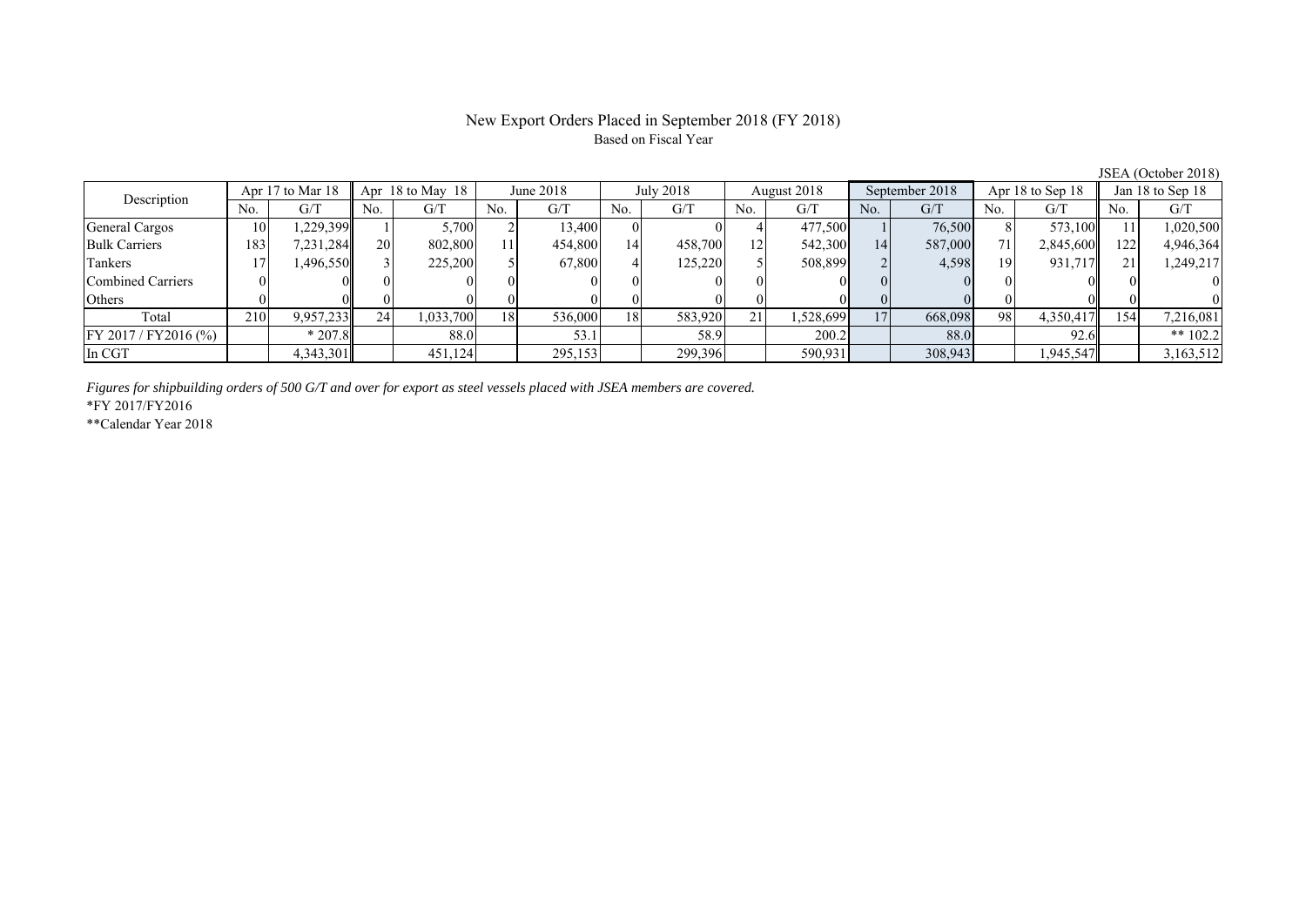# New Export Orders Placed in September 2018 (FY 2018)

Based on Fiscal Year

JSEA (October 2018)

| Description | Apr 17 to Mar 18 | | Apr 18 to May 18 | | June 2018 | | July 2018 | | August 2018 | | September 2018 | | Apr 18 to Sep 18 | | Jan 18 to Sep 18 | |
|---|---|---|---|---|---|---|---|---|---|---|---|---|---|---|---|---|
| | No. | G/T | No. | G/T | No. | G/T | No. | G/T | No. | G/T | No. | G/T | No. | G/T | No. | G/T |
| General Cargos | 10 | 1,229,399 | 1 | 5,700 | 2 | 13,400 | 0 | 0 | 4 | 477,500 | 1 | 76,500 | 8 | 573,100 | 11 | 1,020,500 |
| Bulk Carriers | 183 | 7,231,284 | 20 | 802,800 | 11 | 454,800 | 14 | 458,700 | 12 | 542,300 | 14 | 587,000 | 71 | 2,845,600 | 122 | 4,946,364 |
| Tankers | 17 | 1,496,550 | 3 | 225,200 | 5 | 67,800 | 4 | 125,220 | 5 | 508,899 | 2 | 4,598 | 19 | 931,717 | 21 | 1,249,217 |
| Combined Carriers | 0 | 0 | 0 | 0 | 0 | 0 | 0 | 0 | 0 | 0 | 0 | 0 | 0 | 0 | 0 | 0 |
| Others | 0 | 0 | 0 | 0 | 0 | 0 | 0 | 0 | 0 | 0 | 0 | 0 | 0 | 0 | 0 | 0 |
| Total | 210 | 9,957,233 | 24 | 1,033,700 | 18 | 536,000 | 18 | 583,920 | 21 | 1,528,699 | 17 | 668,098 | 98 | 4,350,417 | 154 | 7,216,081 |
| FY 2017 / FY2016 (%) | | * 207.8 | | 88.0 | | 53.1 | | 58.9 | | 200.2 | | 88.0 | | 92.6 | | ** 102.2 |
| In CGT | | 4,343,301 | | 451,124 | | 295,153 | | 299,396 | | 590,931 | | 308,943 | | 1,945,547 | | 3,163,512 |

*Figures for shipbuilding orders of 500 G/T and over for export as steel vessels placed with JSEA members are covered.*

*FY 2017/FY2016

**Calendar Year 2018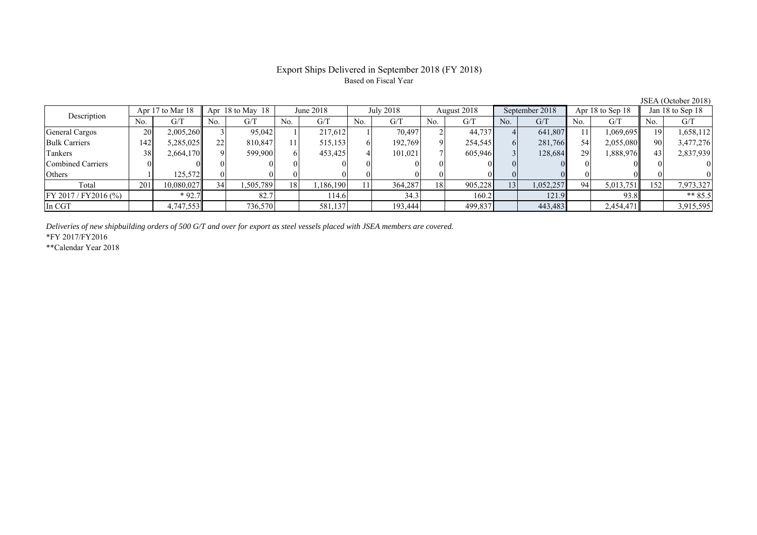# Export Ships Delivered in September 2018 (FY 2018)

Based on Fiscal Year

JSEA (October 2018)

| Description | Apr 17 to Mar 18 | | Apr 18 to May 18 | | June 2018 | | July 2018 | | August 2018 | | September 2018 | | Apr 18 to Sep 18 | | Jan 18 to Sep 18 | |
|---|---|---|---|---|---|---|---|---|---|---|---|---|---|---|---|---|
| | No. | G/T | No. | G/T | No. | G/T | No. | G/T | No. | G/T | No. | G/T | No. | G/T | No. | G/T |
| General Cargos | 20 | 2,005,260 | 3 | 95,042 | 1 | 217,612 | 1 | 70,497 | 2 | 44,737 | 4 | 641,807 | 11 | 1,069,695 | 19 | 1,658,112 |
| Bulk Carriers | 142 | 5,285,025 | 22 | 810,847 | 11 | 515,153 | 6 | 192,769 | 9 | 254,545 | 6 | 281,766 | 54 | 2,055,080 | 90 | 3,477,276 |
| Tankers | 38 | 2,664,170 | 9 | 599,900 | 6 | 453,425 | 4 | 101,021 | 7 | 605,946 | 3 | 128,684 | 29 | 1,888,976 | 43 | 2,837,939 |
| Combined Carriers | 0 | 0 | 0 | 0 | 0 | 0 | 0 | 0 | 0 | 0 | 0 | 0 | 0 | 0 | 0 | 0 |
| Others | 1 | 125,572 | 0 | 0 | 0 | 0 | 0 | 0 | 0 | 0 | 0 | 0 | 0 | 0 | 0 | 0 |
| Total | 201 | 10,080,027 | 34 | 1,505,789 | 18 | 1,186,190 | 11 | 364,287 | 18 | 905,228 | 13 | 1,052,257 | 94 | 5,013,751 | 152 | 7,973,327 |
| FY 2017 / FY2016 (%) | | * 92.7 | | 82.7 | | 114.6 | | 34.3 | | 160.2 | | 121.9 | | 93.8 | | ** 85.5 |
| In CGT | | 4,747,553 | | 736,570 | | 581,137 | | 193,444 | | 499,837 | | 443,483 | | 2,454,471 | | 3,915,595 |

*Deliveries of new shipbuilding orders of 500 G/T and over for export as steel vessels placed with JSEA members are covered.*

*FY 2017/FY2016

**Calendar Year 2018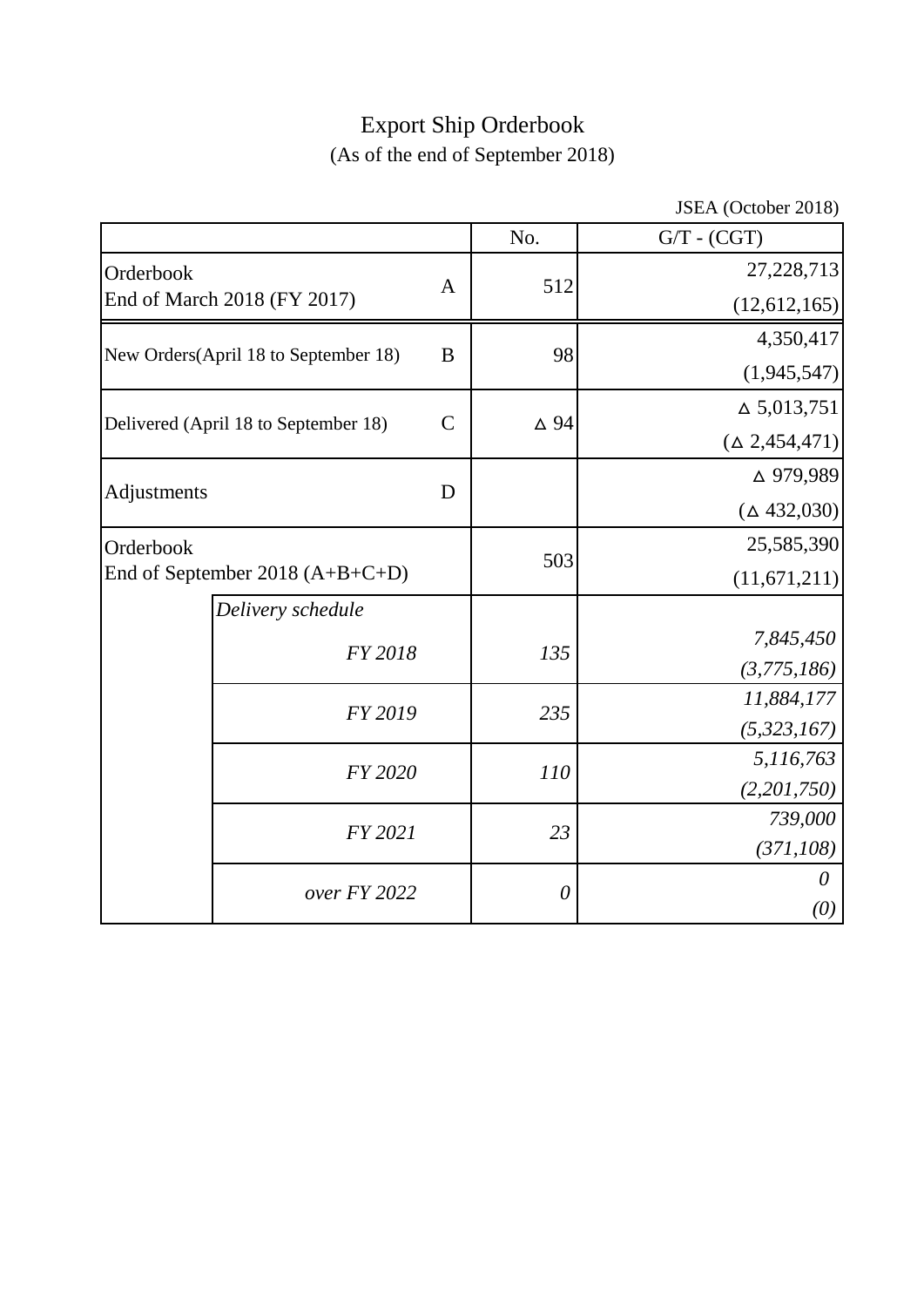# Export Ship Orderbook

(As of the end of September 2018)

JSEA (October 2018)

| | | | No. | G/T - (CGT) |
|---|---|---|---|---|
| Orderbook<br>End of March 2018 (FY 2017) | | A | 512 | 27,228,713<br>(12,612,165) |
| New Orders(April 18 to September 18) | | B | 98 | 4,350,417<br>(1,945,547) |
| Delivered (April 18 to September 18) | | C | ∆ 94 | ∆ 5,013,751<br>(∆ 2,454,471) |
| Adjustments | | D | | ∆ 979,989<br>(∆ 432,030) |
| Orderbook<br>End of September 2018 (A+B+C+D) | | | 503 | 25,585,390<br>(11,671,211) |
| | *Delivery schedule* | | | |
| | *FY 2018* | | *135* | *7,845,450*<br>*(3,775,186)* |
| | *FY 2019* | | *235* | *11,884,177*<br>*(5,323,167)* |
| | *FY 2020* | | *110* | *5,116,763*<br>*(2,201,750)* |
| | *FY 2021* | | *23* | *739,000*<br>*(371,108)* |
| | *over FY 2022* | | *0* | *0*<br>*(0)* |